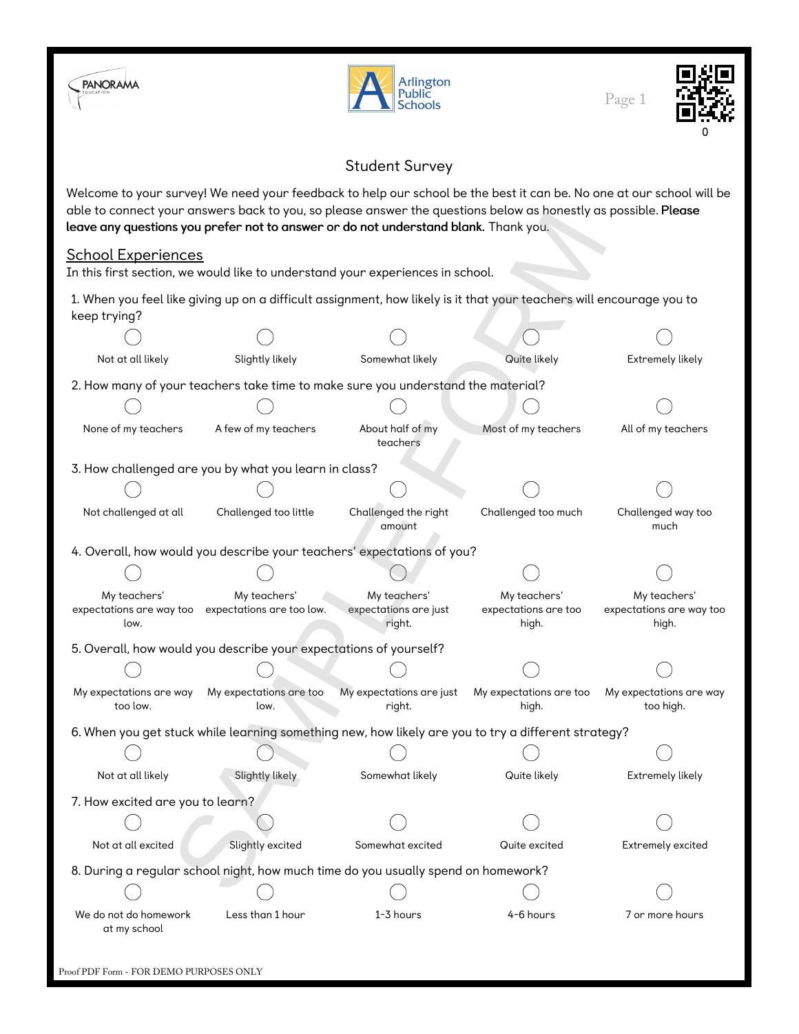# Student Survey

Welcome to your survey! We need your feedback to help our school be the best it can be. No one at our school will be able to connect your answers back to you, so please answer the questions below as honestly as possible. **Please leave any questions you prefer not to answer or do not understand blank.** Thank you.

## School Experiences

In this first section, we would like to understand your experiences in school.

1. When you feel like giving up on a difficult assignment, how likely is it that your teachers will encourage you to keep trying?

   ○ Not at all likely ○ Slightly likely ○ Somewhat likely ○ Quite likely ○ Extremely likely

2. How many of your teachers take time to make sure you understand the material?

   ○ None of my teachers ○ A few of my teachers ○ About half of my teachers ○ Most of my teachers ○ All of my teachers

3. How challenged are you by what you learn in class?

   ○ Not challenged at all ○ Challenged too little ○ Challenged the right amount ○ Challenged too much ○ Challenged way too much

4. Overall, how would you describe your teachers' expectations of you?

   ○ My teachers' expectations are way too low. ○ My teachers' expectations are too low. ○ My teachers' expectations are just right. ○ My teachers' expectations are too high. ○ My teachers' expectations are way too high.

5. Overall, how would you describe your expectations of yourself?

   ○ My expectations are way too low. ○ My expectations are too low. ○ My expectations are just right. ○ My expectations are too high. ○ My expectations are way too high.

6. When you get stuck while learning something new, how likely are you to try a different strategy?

   ○ Not at all likely ○ Slightly likely ○ Somewhat likely ○ Quite likely ○ Extremely likely

7. How excited are you to learn?

   ○ Not at all excited ○ Slightly excited ○ Somewhat excited ○ Quite excited ○ Extremely excited

8. During a regular school night, how much time do you usually spend on homework?

   ○ We do not do homework at my school ○ Less than 1 hour ○ 1-3 hours ○ 4-6 hours ○ 7 or more hours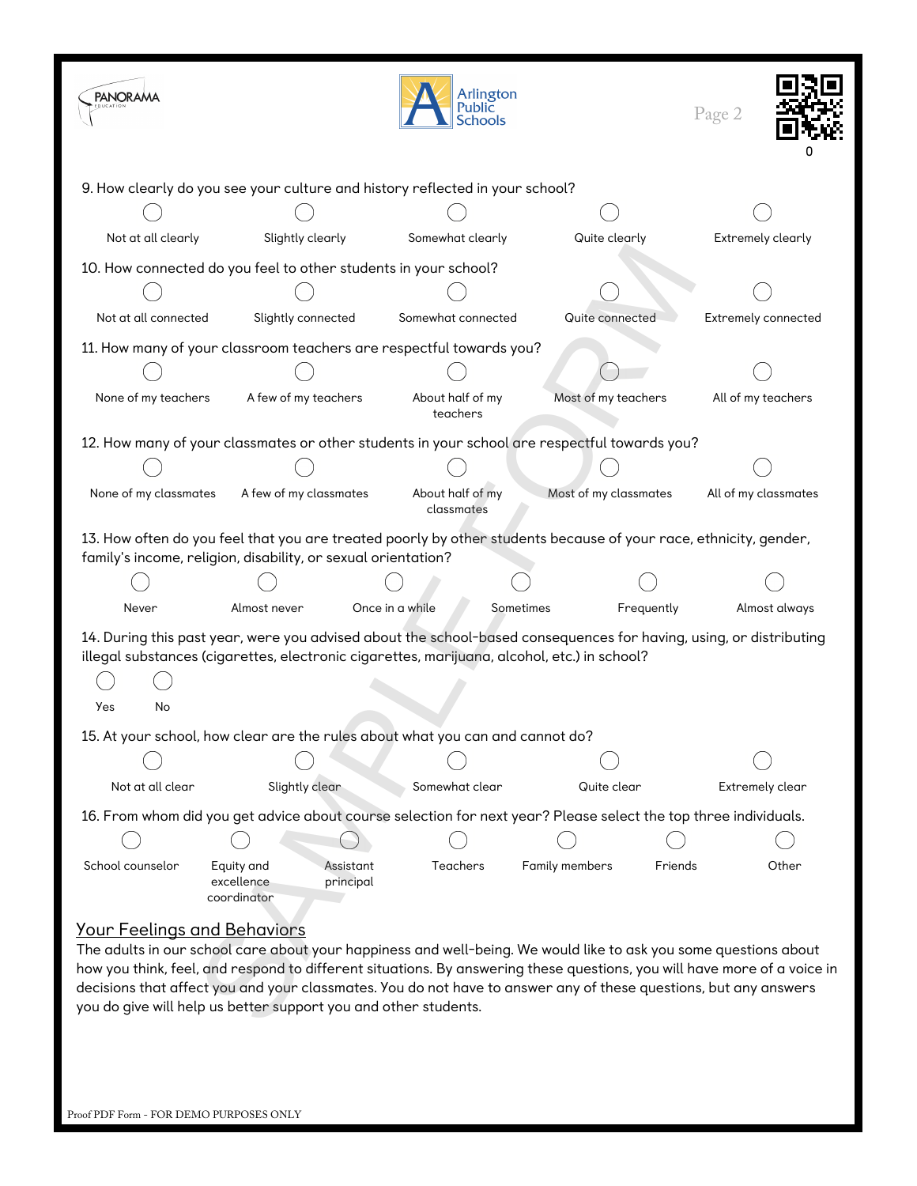9. How clearly do you see your culture and history reflected in your school?

- ◯ Not at all clearly
- ◯ Slightly clearly
- ◯ Somewhat clearly
- ◯ Quite clearly
- ◯ Extremely clearly

10. How connected do you feel to other students in your school?

- ◯ Not at all connected
- ◯ Slightly connected
- ◯ Somewhat connected
- ◯ Quite connected
- ◯ Extremely connected

11. How many of your classroom teachers are respectful towards you?

- ◯ None of my teachers
- ◯ A few of my teachers
- ◯ About half of my teachers
- ◯ Most of my teachers
- ◯ All of my teachers

12. How many of your classmates or other students in your school are respectful towards you?

- ◯ None of my classmates
- ◯ A few of my classmates
- ◯ About half of my classmates
- ◯ Most of my classmates
- ◯ All of my classmates

13. How often do you feel that you are treated poorly by other students because of your race, ethnicity, gender, family's income, religion, disability, or sexual orientation?

- ◯ Never
- ◯ Almost never
- ◯ Once in a while
- ◯ Sometimes
- ◯ Frequently
- ◯ Almost always

14. During this past year, were you advised about the school-based consequences for having, using, or distributing illegal substances (cigarettes, electronic cigarettes, marijuana, alcohol, etc.) in school?

- ◯ Yes
- ◯ No

15. At your school, how clear are the rules about what you can and cannot do?

- ◯ Not at all clear
- ◯ Slightly clear
- ◯ Somewhat clear
- ◯ Quite clear
- ◯ Extremely clear

16. From whom did you get advice about course selection for next year? Please select the top three individuals.

- ◯ School counselor
- ◯ Equity and excellence coordinator
- ◯ Assistant principal
- ◯ Teachers
- ◯ Family members
- ◯ Friends
- ◯ Other

## Your Feelings and Behaviors

The adults in our school care about your happiness and well-being. We would like to ask you some questions about how you think, feel, and respond to different situations. By answering these questions, you will have more of a voice in decisions that affect you and your classmates. You do not have to answer any of these questions, but any answers you do give will help us better support you and other students.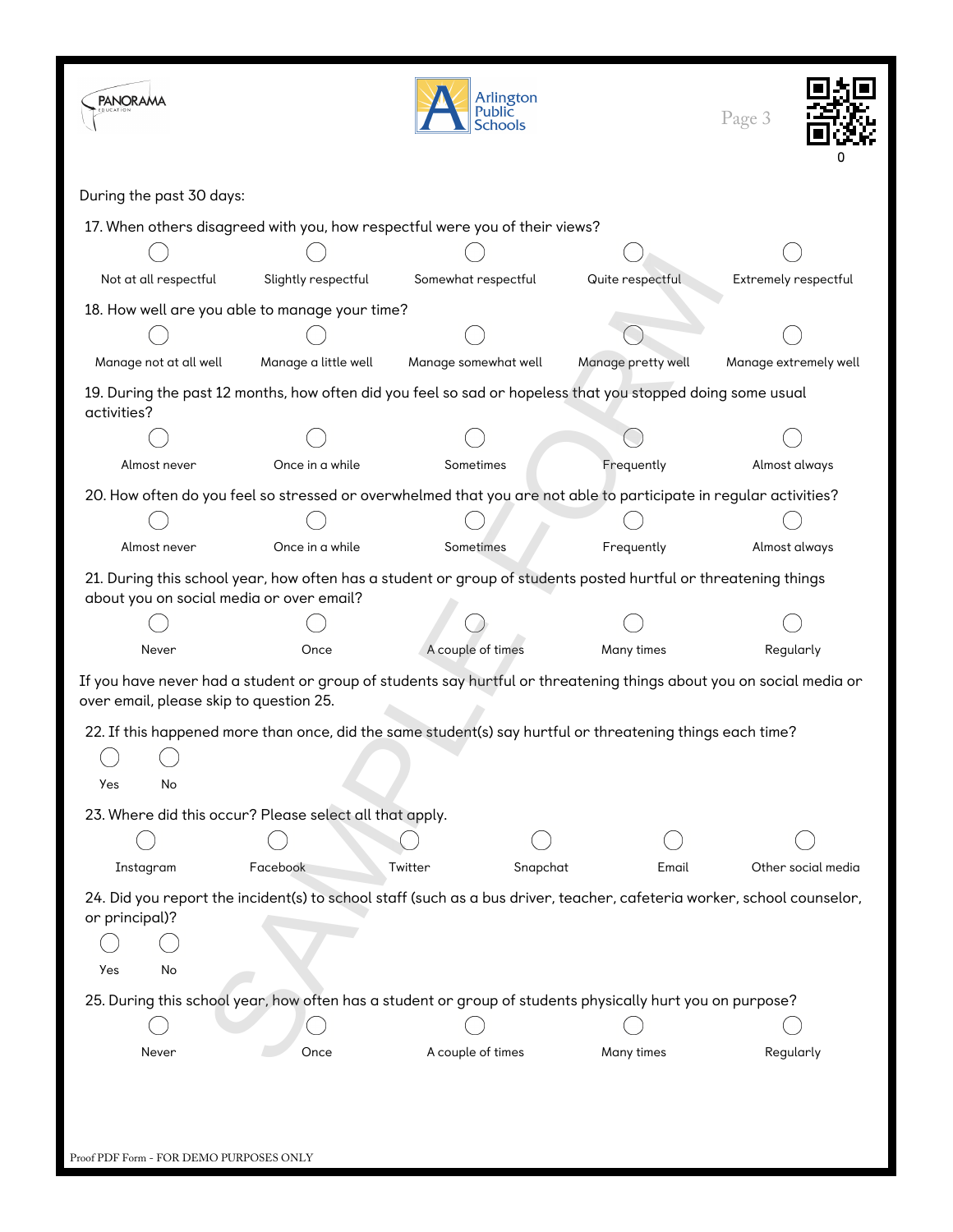During the past 30 days:

17. When others disagreed with you, how respectful were you of their views?

- ◯ Not at all respectful
- ◯ Slightly respectful
- ◯ Somewhat respectful
- ◯ Quite respectful
- ◯ Extremely respectful

18. How well are you able to manage your time?

- ◯ Manage not at all well
- ◯ Manage a little well
- ◯ Manage somewhat well
- ◯ Manage pretty well
- ◯ Manage extremely well

19. During the past 12 months, how often did you feel so sad or hopeless that you stopped doing some usual activities?

- ◯ Almost never
- ◯ Once in a while
- ◯ Sometimes
- ◯ Frequently
- ◯ Almost always

20. How often do you feel so stressed or overwhelmed that you are not able to participate in regular activities?

- ◯ Almost never
- ◯ Once in a while
- ◯ Sometimes
- ◯ Frequently
- ◯ Almost always

21. During this school year, how often has a student or group of students posted hurtful or threatening things about you on social media or over email?

- ◯ Never
- ◯ Once
- ◯ A couple of times
- ◯ Many times
- ◯ Regularly

If you have never had a student or group of students say hurtful or threatening things about you on social media or over email, please skip to question 25.

22. If this happened more than once, did the same student(s) say hurtful or threatening things each time?

- ◯ Yes
- ◯ No

23. Where did this occur? Please select all that apply.

- ◯ Instagram
- ◯ Facebook
- ◯ Twitter
- ◯ Snapchat
- ◯ Email
- ◯ Other social media

24. Did you report the incident(s) to school staff (such as a bus driver, teacher, cafeteria worker, school counselor, or principal)?

- ◯ Yes
- ◯ No

25. During this school year, how often has a student or group of students physically hurt you on purpose?

- ◯ Never
- ◯ Once
- ◯ A couple of times
- ◯ Many times
- ◯ Regularly

Proof PDF Form - FOR DEMO PURPOSES ONLY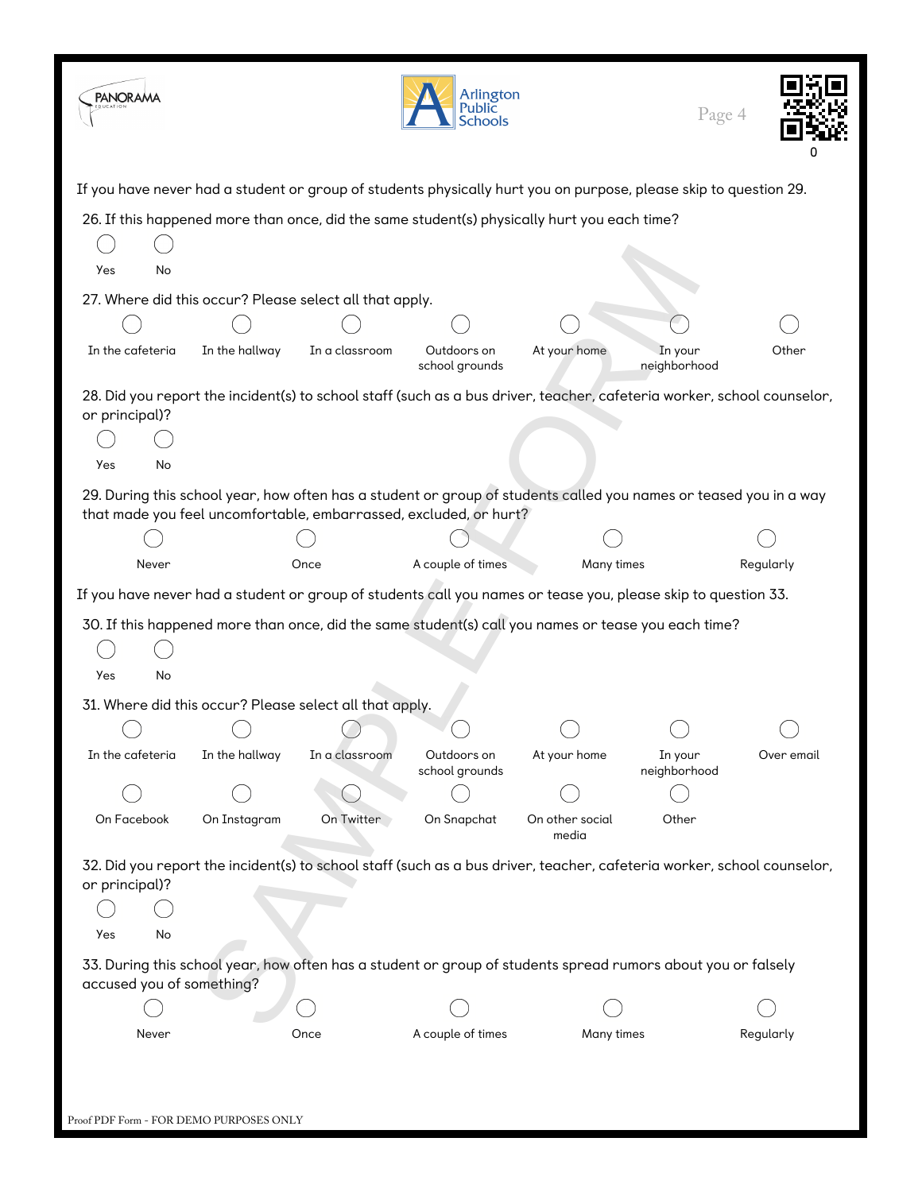If you have never had a student or group of students physically hurt you on purpose, please skip to question 29.

26. If this happened more than once, did the same student(s) physically hurt you each time?

- ◯ Yes
- ◯ No

27. Where did this occur? Please select all that apply.

- ◯ In the cafeteria
- ◯ In the hallway
- ◯ In a classroom
- ◯ Outdoors on school grounds
- ◯ At your home
- ◯ In your neighborhood
- ◯ Other

28. Did you report the incident(s) to school staff (such as a bus driver, teacher, cafeteria worker, school counselor, or principal)?

- ◯ Yes
- ◯ No

29. During this school year, how often has a student or group of students called you names or teased you in a way that made you feel uncomfortable, embarrassed, excluded, or hurt?

- ◯ Never
- ◯ Once
- ◯ A couple of times
- ◯ Many times
- ◯ Regularly

If you have never had a student or group of students call you names or tease you, please skip to question 33.

30. If this happened more than once, did the same student(s) call you names or tease you each time?

- ◯ Yes
- ◯ No

31. Where did this occur? Please select all that apply.

- ◯ In the cafeteria
- ◯ In the hallway
- ◯ In a classroom
- ◯ Outdoors on school grounds
- ◯ At your home
- ◯ In your neighborhood
- ◯ Over email
- ◯ On Facebook
- ◯ On Instagram
- ◯ On Twitter
- ◯ On Snapchat
- ◯ On other social media
- ◯ Other

32. Did you report the incident(s) to school staff (such as a bus driver, teacher, cafeteria worker, school counselor, or principal)?

- ◯ Yes
- ◯ No

33. During this school year, how often has a student or group of students spread rumors about you or falsely accused you of something?

- ◯ Never
- ◯ Once
- ◯ A couple of times
- ◯ Many times
- ◯ Regularly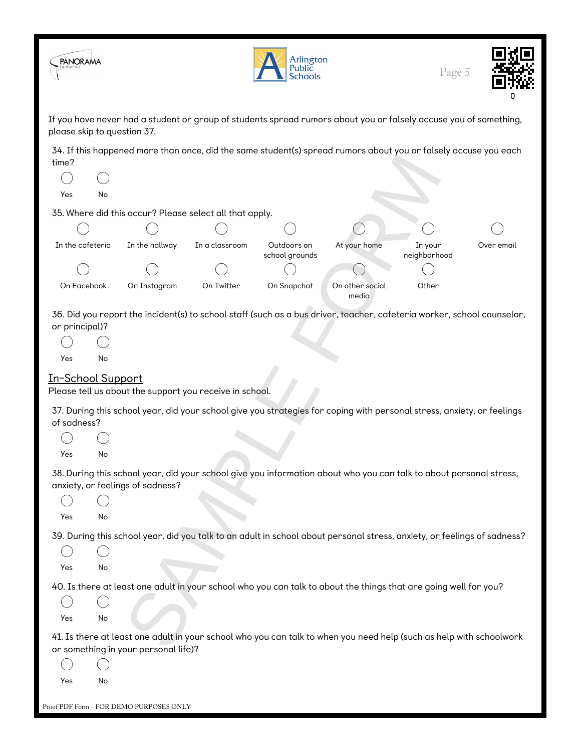If you have never had a student or group of students spread rumors about you or falsely accuse you of something, please skip to question 37.

34. If this happened more than once, did the same student(s) spread rumors about you or falsely accuse you each time?

- ◯ Yes
- ◯ No

35. Where did this occur? Please select all that apply.

- ◯ In the cafeteria
- ◯ In the hallway
- ◯ In a classroom
- ◯ Outdoors on school grounds
- ◯ At your home
- ◯ In your neighborhood
- ◯ Over email
- ◯ On Facebook
- ◯ On Instagram
- ◯ On Twitter
- ◯ On Snapchat
- ◯ On other social media
- ◯ Other

36. Did you report the incident(s) to school staff (such as a bus driver, teacher, cafeteria worker, school counselor, or principal)?

- ◯ Yes
- ◯ No

## In-School Support

Please tell us about the support you receive in school.

37. During this school year, did your school give you strategies for coping with personal stress, anxiety, or feelings of sadness?

- ◯ Yes
- ◯ No

38. During this school year, did your school give you information about who you can talk to about personal stress, anxiety, or feelings of sadness?

- ◯ Yes
- ◯ No

39. During this school year, did you talk to an adult in school about personal stress, anxiety, or feelings of sadness?

- ◯ Yes
- ◯ No

40. Is there at least one adult in your school who you can talk to about the things that are going well for you?

- ◯ Yes
- ◯ No

41. Is there at least one adult in your school who you can talk to when you need help (such as help with schoolwork or something in your personal life)?

- ◯ Yes
- ◯ No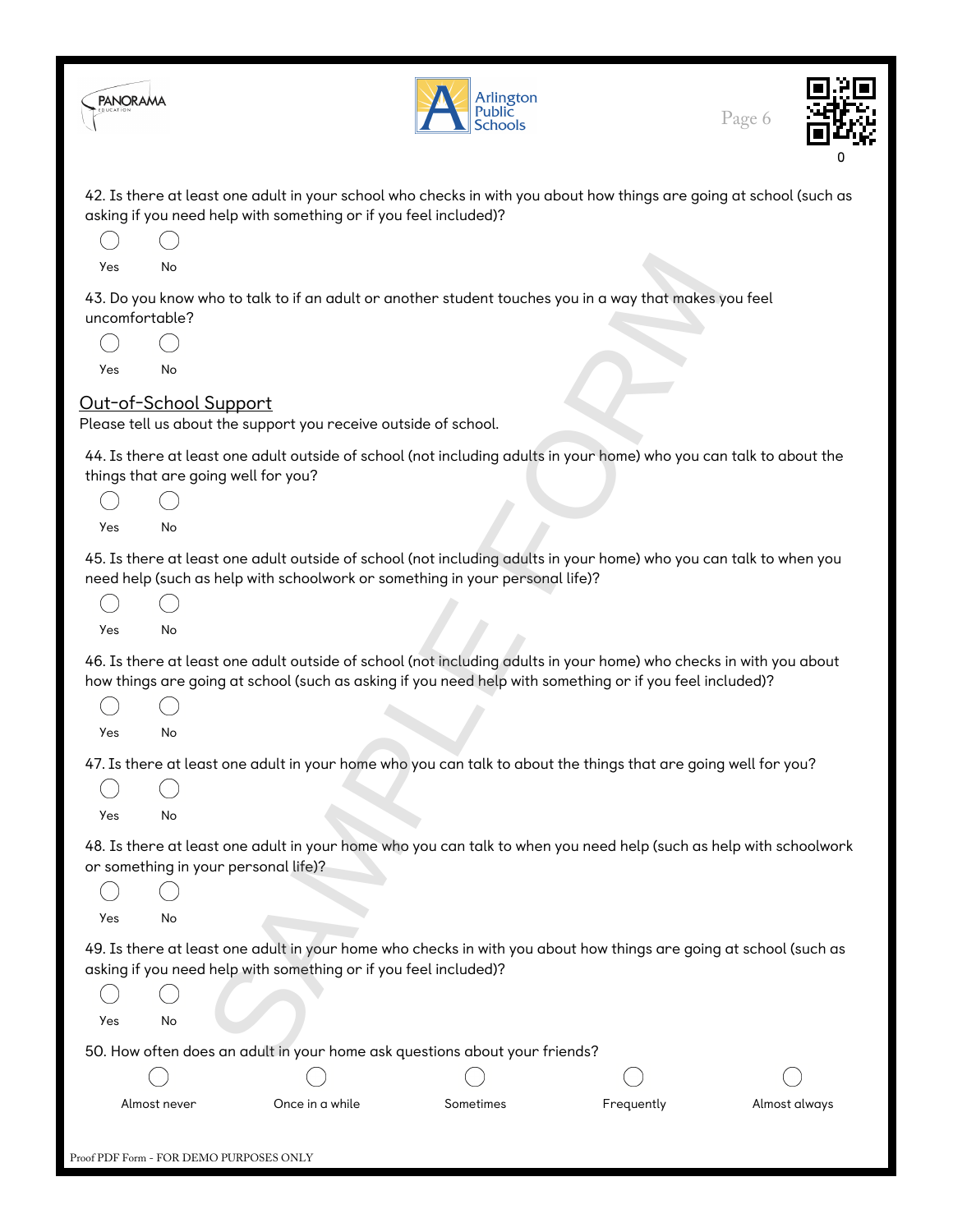42. Is there at least one adult in your school who checks in with you about how things are going at school (such as asking if you need help with something or if you feel included)?

- ◯ Yes
- ◯ No

43. Do you know who to talk to if an adult or another student touches you in a way that makes you feel uncomfortable?

- ◯ Yes
- ◯ No

## Out-of-School Support

Please tell us about the support you receive outside of school.

44. Is there at least one adult outside of school (not including adults in your home) who you can talk to about the things that are going well for you?

- ◯ Yes
- ◯ No

45. Is there at least one adult outside of school (not including adults in your home) who you can talk to when you need help (such as help with schoolwork or something in your personal life)?

- ◯ Yes
- ◯ No

46. Is there at least one adult outside of school (not including adults in your home) who checks in with you about how things are going at school (such as asking if you need help with something or if you feel included)?

- ◯ Yes
- ◯ No

47. Is there at least one adult in your home who you can talk to about the things that are going well for you?

- ◯ Yes
- ◯ No

48. Is there at least one adult in your home who you can talk to when you need help (such as help with schoolwork or something in your personal life)?

- ◯ Yes
- ◯ No

49. Is there at least one adult in your home who checks in with you about how things are going at school (such as asking if you need help with something or if you feel included)?

- ◯ Yes
- ◯ No

50. How often does an adult in your home ask questions about your friends?

- ◯ Almost never
- ◯ Once in a while
- ◯ Sometimes
- ◯ Frequently
- ◯ Almost always

Proof PDF Form - FOR DEMO PURPOSES ONLY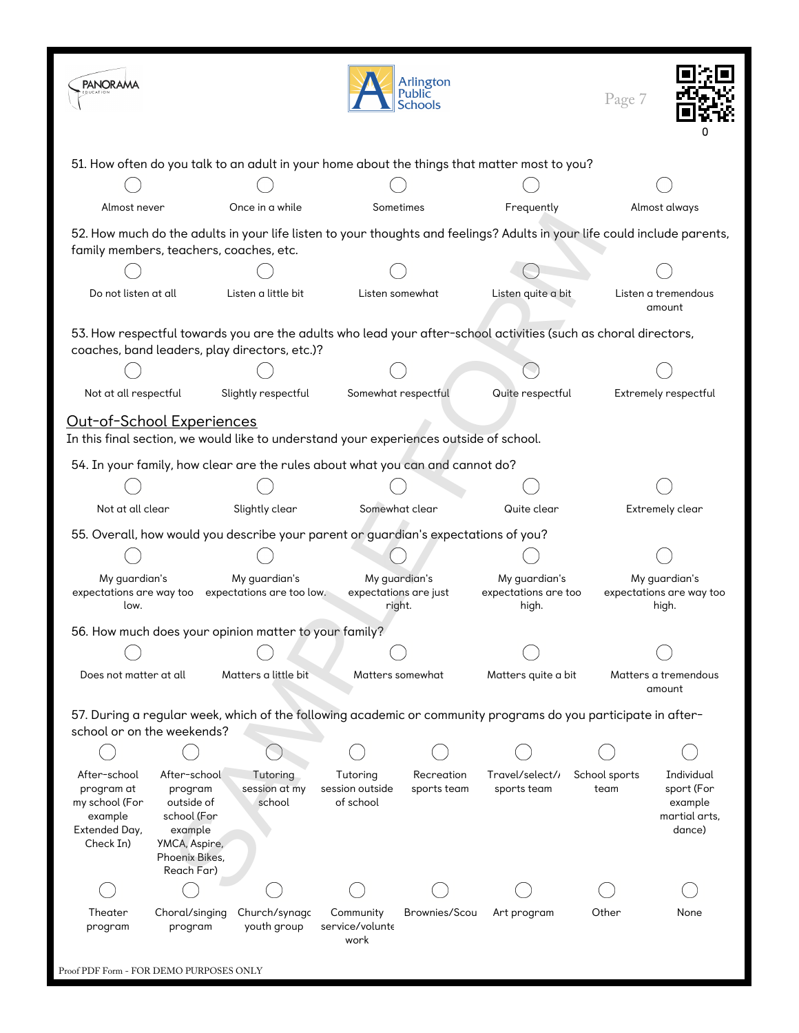51. How often do you talk to an adult in your home about the things that matter most to you?

- ◯ Almost never
- ◯ Once in a while
- ◯ Sometimes
- ◯ Frequently
- ◯ Almost always

52. How much do the adults in your life listen to your thoughts and feelings? Adults in your life could include parents, family members, teachers, coaches, etc.

- ◯ Do not listen at all
- ◯ Listen a little bit
- ◯ Listen somewhat
- ◯ Listen quite a bit
- ◯ Listen a tremendous amount

53. How respectful towards you are the adults who lead your after-school activities (such as choral directors, coaches, band leaders, play directors, etc.)?

- ◯ Not at all respectful
- ◯ Slightly respectful
- ◯ Somewhat respectful
- ◯ Quite respectful
- ◯ Extremely respectful

## Out-of-School Experiences

In this final section, we would like to understand your experiences outside of school.

54. In your family, how clear are the rules about what you can and cannot do?

- ◯ Not at all clear
- ◯ Slightly clear
- ◯ Somewhat clear
- ◯ Quite clear
- ◯ Extremely clear

55. Overall, how would you describe your parent or guardian's expectations of you?

- ◯ My guardian's expectations are way too low.
- ◯ My guardian's expectations are too low.
- ◯ My guardian's expectations are just right.
- ◯ My guardian's expectations are too high.
- ◯ My guardian's expectations are way too high.

56. How much does your opinion matter to your family?

- ◯ Does not matter at all
- ◯ Matters a little bit
- ◯ Matters somewhat
- ◯ Matters quite a bit
- ◯ Matters a tremendous amount

57. During a regular week, which of the following academic or community programs do you participate in after-school or on the weekends?

- ◯ After-school program at my school (For example Extended Day, Check In)
- ◯ After-school program outside of school (For example YMCA, Aspire, Phoenix Bikes, Reach Far)
- ◯ Tutoring session at my school
- ◯ Tutoring session outside of school
- ◯ Recreation sports team
- ◯ Travel/select/ sports team
- ◯ School sports team
- ◯ Individual sport (For example martial arts, dance)
- ◯ Theater program
- ◯ Choral/singing program
- ◯ Church/synagc youth group
- ◯ Community service/volunte work
- ◯ Brownies/Scou
- ◯ Art program
- ◯ Other
- ◯ None

Proof PDF Form - FOR DEMO PURPOSES ONLY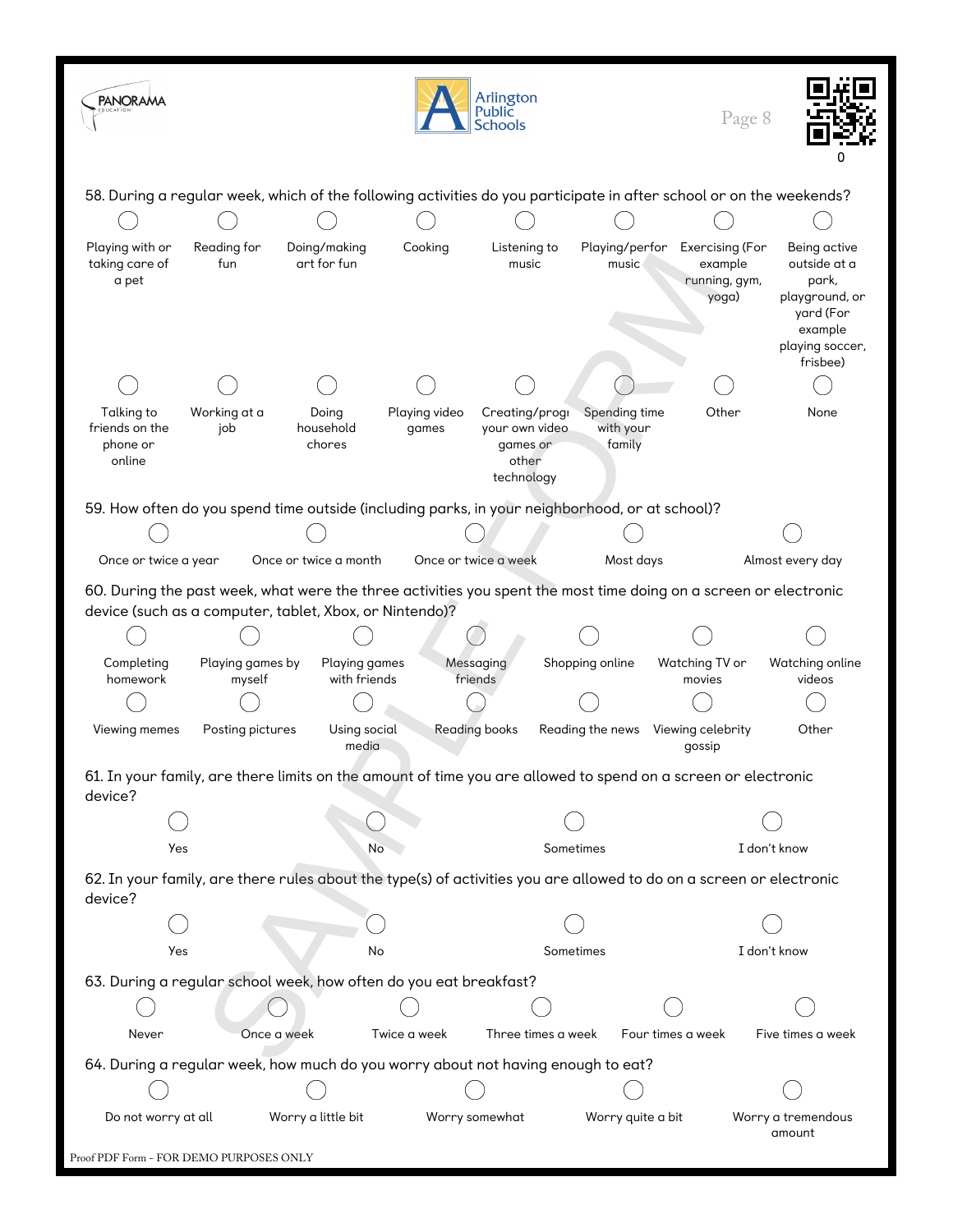58. During a regular week, which of the following activities do you participate in after school or on the weekends?

- ◯ Playing with or taking care of a pet
- ◯ Reading for fun
- ◯ Doing/making art for fun
- ◯ Cooking
- ◯ Listening to music
- ◯ Playing/perfor music
- ◯ Exercising (For example running, gym, yoga)
- ◯ Being active outside at a park, playground, or yard (For example playing soccer, frisbee)
- ◯ Talking to friends on the phone or online
- ◯ Working at a job
- ◯ Doing household chores
- ◯ Playing video games
- ◯ Creating/progr your own video games or other technology
- ◯ Spending time with your family
- ◯ Other
- ◯ None

59. How often do you spend time outside (including parks, in your neighborhood, or at school)?

- ◯ Once or twice a year
- ◯ Once or twice a month
- ◯ Once or twice a week
- ◯ Most days
- ◯ Almost every day

60. During the past week, what were the three activities you spent the most time doing on a screen or electronic device (such as a computer, tablet, Xbox, or Nintendo)?

- ◯ Completing homework
- ◯ Playing games by myself
- ◯ Playing games with friends
- ◯ Messaging friends
- ◯ Shopping online
- ◯ Watching TV or movies
- ◯ Watching online videos
- ◯ Viewing memes
- ◯ Posting pictures
- ◯ Using social media
- ◯ Reading books
- ◯ Reading the news
- ◯ Viewing celebrity gossip
- ◯ Other

61. In your family, are there limits on the amount of time you are allowed to spend on a screen or electronic device?

- ◯ Yes
- ◯ No
- ◯ Sometimes
- ◯ I don't know

62. In your family, are there rules about the type(s) of activities you are allowed to do on a screen or electronic device?

- ◯ Yes
- ◯ No
- ◯ Sometimes
- ◯ I don't know

63. During a regular school week, how often do you eat breakfast?

- ◯ Never
- ◯ Once a week
- ◯ Twice a week
- ◯ Three times a week
- ◯ Four times a week
- ◯ Five times a week

64. During a regular week, how much do you worry about not having enough to eat?

- ◯ Do not worry at all
- ◯ Worry a little bit
- ◯ Worry somewhat
- ◯ Worry quite a bit
- ◯ Worry a tremendous amount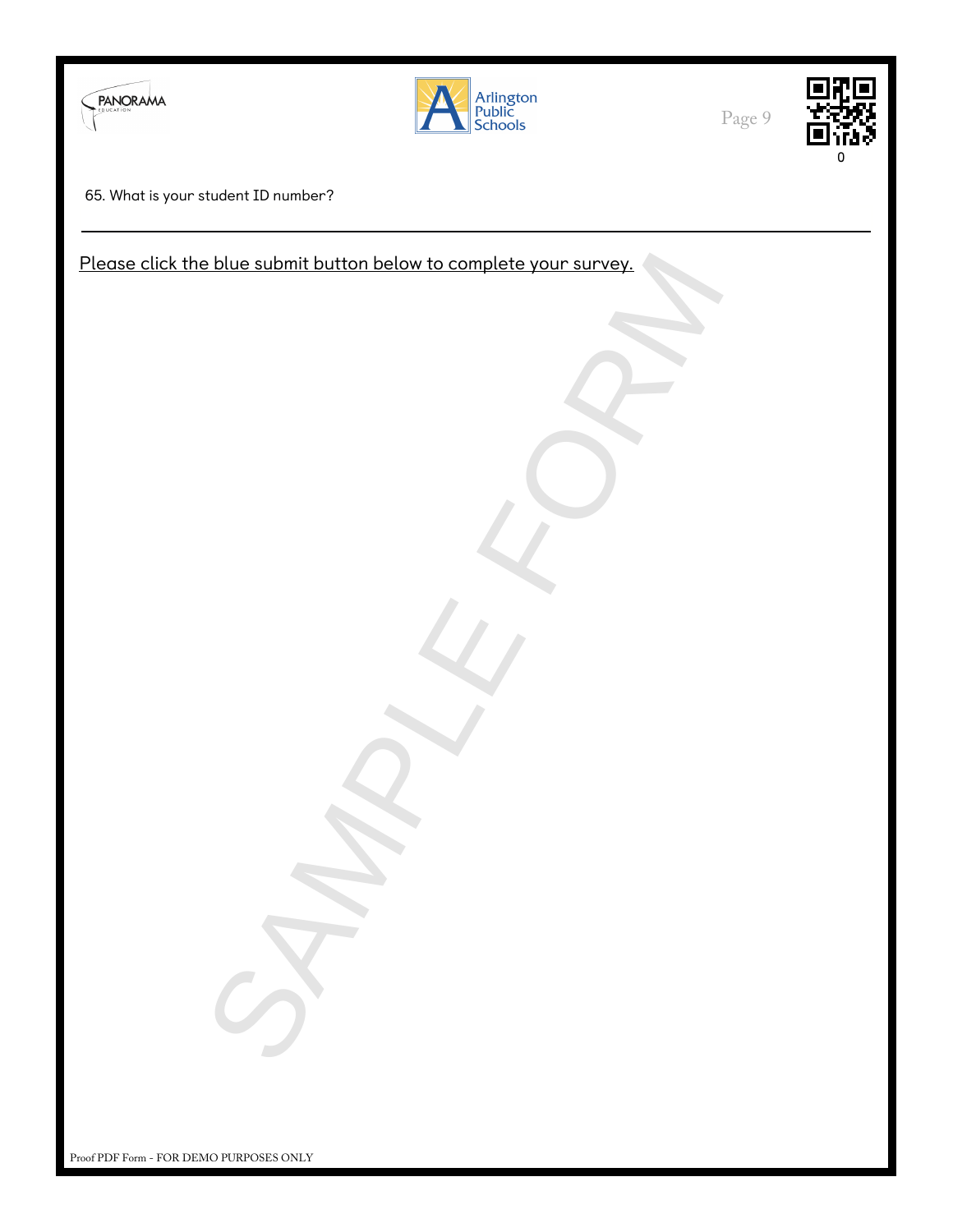65. What is your student ID number?

---

Please click the blue submit button below to complete your survey.

SAMPLE FORM

Proof PDF Form - FOR DEMO PURPOSES ONLY